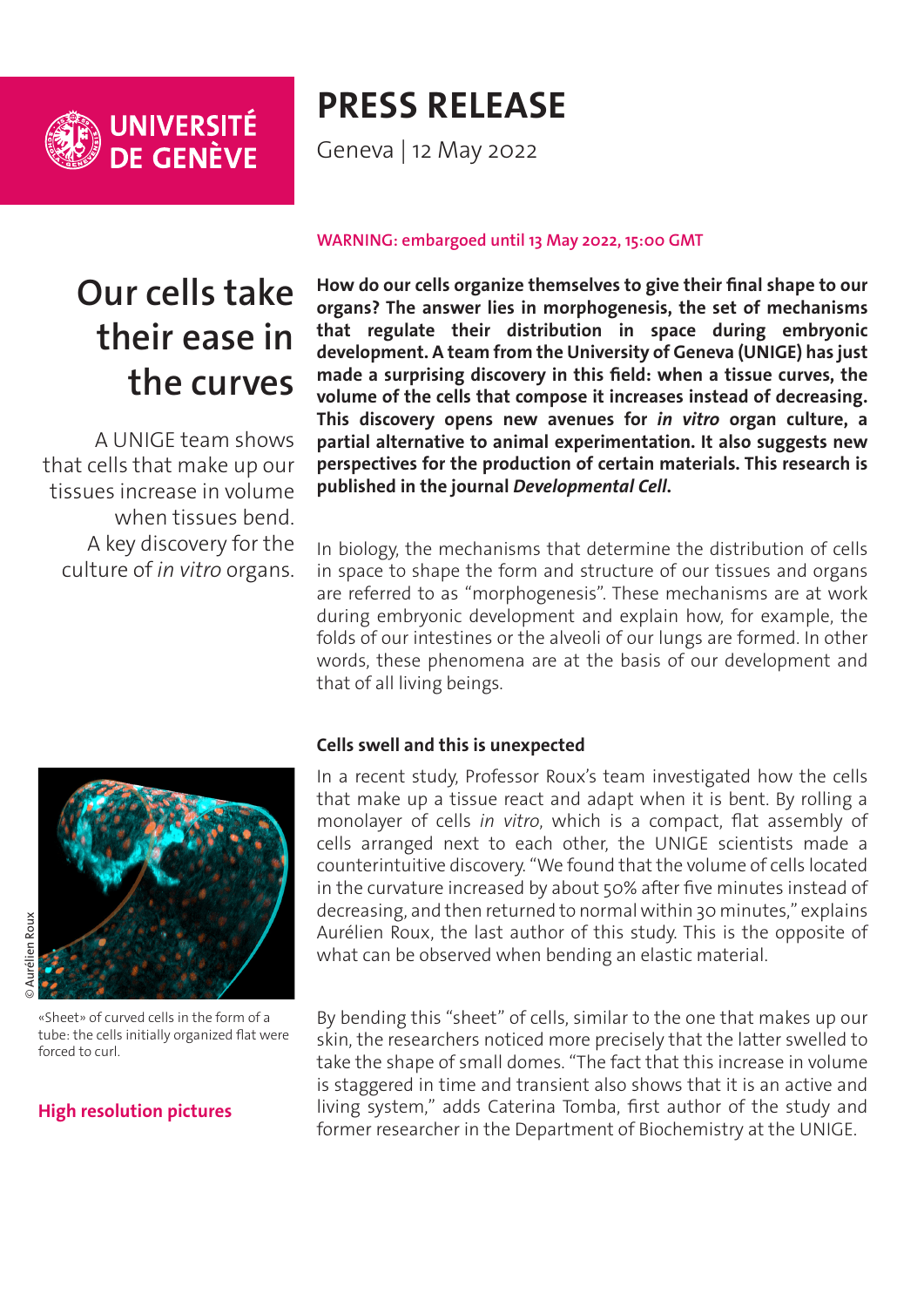UNIVERSITÉ DE GENÈVE

# PRESS RELEASE

Geneva | 12 May 2022

WARNING: embargoed until 13 May 2022, 15:00 GMT

## Our cells take their ease in the curves

A UNIGE team shows that cells that make up our tissues increase in volume when tissues bend. A key discovery for the culture of *in vitro* organs.

**How do our cells organize themselves to give their final shape to our organs? The answer lies in morphogenesis, the set of mechanisms that regulate their distribution in space during embryonic development. A team from the University of Geneva (UNIGE) has just made a surprising discovery in this field: when a tissue curves, the volume of the cells that compose it increases instead of decreasing. This discovery opens new avenues for *in vitro* organ culture, a partial alternative to animal experimentation. It also suggests new perspectives for the production of certain materials. This research is published in the journal *Developmental Cell*.**

In biology, the mechanisms that determine the distribution of cells in space to shape the form and structure of our tissues and organs are referred to as "morphogenesis". These mechanisms are at work during embryonic development and explain how, for example, the folds of our intestines or the alveoli of our lungs are formed. In other words, these phenomena are at the basis of our development and that of all living beings.

© Aurélien Roux

«Sheet» of curved cells in the form of a tube: the cells initially organized flat were forced to curl.

**High resolution pictures**

### Cells swell and this is unexpected

In a recent study, Professor Roux's team investigated how the cells that make up a tissue react and adapt when it is bent. By rolling a monolayer of cells *in vitro*, which is a compact, flat assembly of cells arranged next to each other, the UNIGE scientists made a counterintuitive discovery. "We found that the volume of cells located in the curvature increased by about 50% after five minutes instead of decreasing, and then returned to normal within 30 minutes," explains Aurélien Roux, the last author of this study. This is the opposite of what can be observed when bending an elastic material.

By bending this "sheet" of cells, similar to the one that makes up our skin, the researchers noticed more precisely that the latter swelled to take the shape of small domes. "The fact that this increase in volume is staggered in time and transient also shows that it is an active and living system," adds Caterina Tomba, first author of the study and former researcher in the Department of Biochemistry at the UNIGE.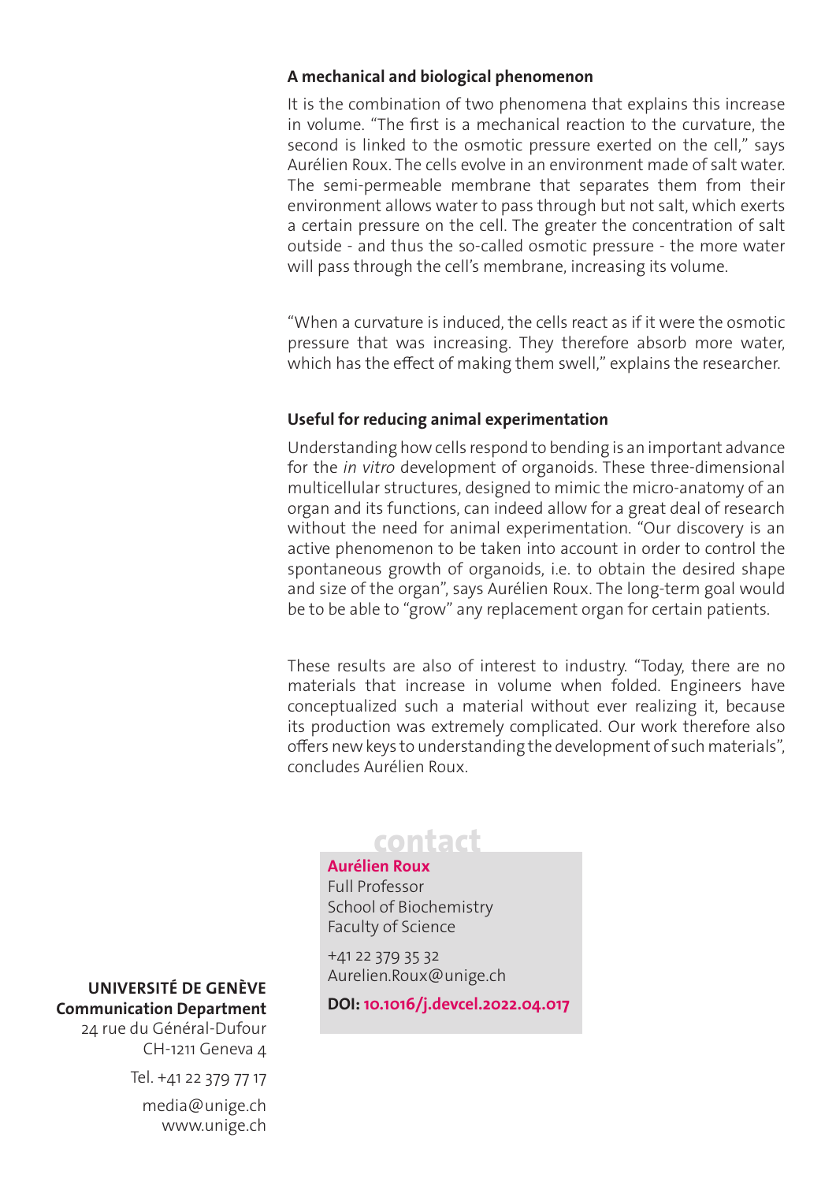## A mechanical and biological phenomenon

It is the combination of two phenomena that explains this increase in volume. "The first is a mechanical reaction to the curvature, the second is linked to the osmotic pressure exerted on the cell," says Aurélien Roux. The cells evolve in an environment made of salt water. The semi-permeable membrane that separates them from their environment allows water to pass through but not salt, which exerts a certain pressure on the cell. The greater the concentration of salt outside - and thus the so-called osmotic pressure - the more water will pass through the cell's membrane, increasing its volume.

"When a curvature is induced, the cells react as if it were the osmotic pressure that was increasing. They therefore absorb more water, which has the effect of making them swell," explains the researcher.

## Useful for reducing animal experimentation

Understanding how cells respond to bending is an important advance for the *in vitro* development of organoids. These three-dimensional multicellular structures, designed to mimic the micro-anatomy of an organ and its functions, can indeed allow for a great deal of research without the need for animal experimentation. "Our discovery is an active phenomenon to be taken into account in order to control the spontaneous growth of organoids, i.e. to obtain the desired shape and size of the organ", says Aurélien Roux. The long-term goal would be to be able to "grow" any replacement organ for certain patients.

These results are also of interest to industry. "Today, there are no materials that increase in volume when folded. Engineers have conceptualized such a material without ever realizing it, because its production was extremely complicated. Our work therefore also offers new keys to understanding the development of such materials", concludes Aurélien Roux.

## contact

**Aurélien Roux**
Full Professor
School of Biochemistry
Faculty of Science

+41 22 379 35 32
Aurelien.Roux@unige.ch

**DOI: 10.1016/j.devcel.2022.04.017**

**UNIVERSITÉ DE GENÈVE**
**Communication Department**
24 rue du Général-Dufour
CH-1211 Geneva 4

Tel. +41 22 379 77 17

media@unige.ch
www.unige.ch